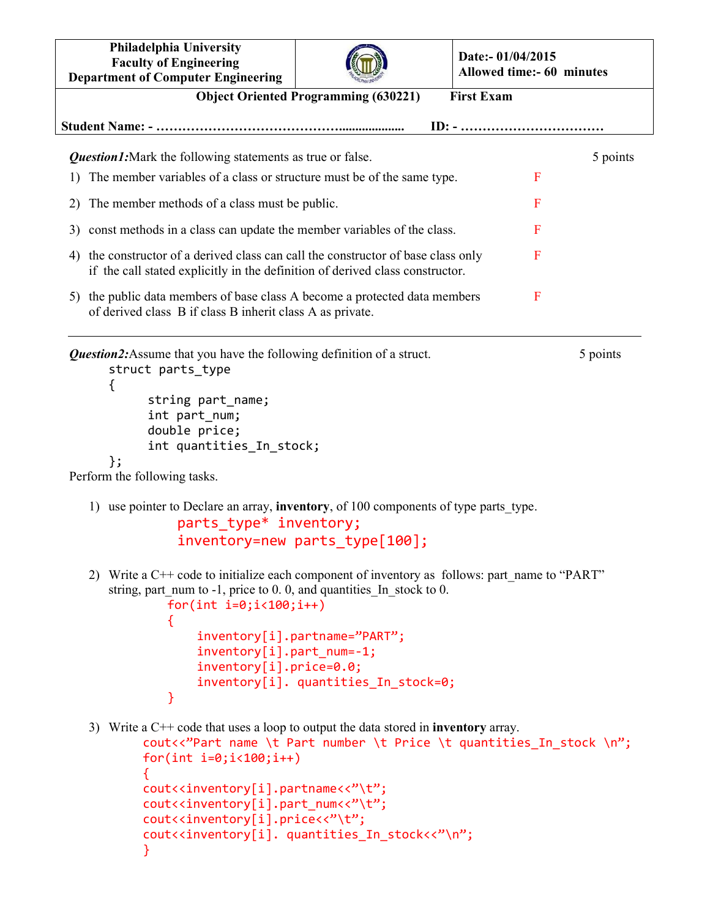| Philadelphia University<br>Faculty of Engineering<br>Department of Computer Engineering | | Date:- 01/04/2015<br>Allowed time:- 60 minutes |
|---|---|---|

**Object Oriented Programming (630221)  First Exam**

**Student Name: - …………………………………….................. ID: - ……………………………**

***Question1:*** Mark the following statements as true or false. 5 points

1) The member variables of a class or structure must be of the same type. F
2) The member methods of a class must be public. F
3) const methods in a class can update the member variables of the class. F
4) the constructor of a derived class can call the constructor of base class only if the call stated explicitly in the definition of derived class constructor. F
5) the public data members of base class A become a protected data members of derived class B if class B inherit class A as private. F

---

***Question2:*** Assume that you have the following definition of a struct. 5 points

```
struct parts_type
{
      string part_name;
      int part_num;
      double price;
      int quantities_In_stock;
};
```

Perform the following tasks.

1) use pointer to Declare an array, **inventory**, of 100 components of type parts_type.

```
parts_type* inventory;
inventory=new parts_type[100];
```

2) Write a C++ code to initialize each component of inventory as follows: part_name to "PART" string, part_num to -1, price to 0. 0, and quantities_In_stock to 0.

```
for(int i=0;i<100;i++)
{
    inventory[i].partname="PART";
    inventory[i].part_num=-1;
    inventory[i].price=0.0;
    inventory[i]. quantities_In_stock=0;
}
```

3) Write a C++ code that uses a loop to output the data stored in **inventory** array.

```
cout<<"Part name \t Part number \t Price \t quantities_In_stock \n";
for(int i=0;i<100;i++)
{
cout<<inventory[i].partname<<"\t";
cout<<inventory[i].part_num<<"\t";
cout<<inventory[i].price<<"\t";
cout<<inventory[i]. quantities_In_stock<<"\n";
}
```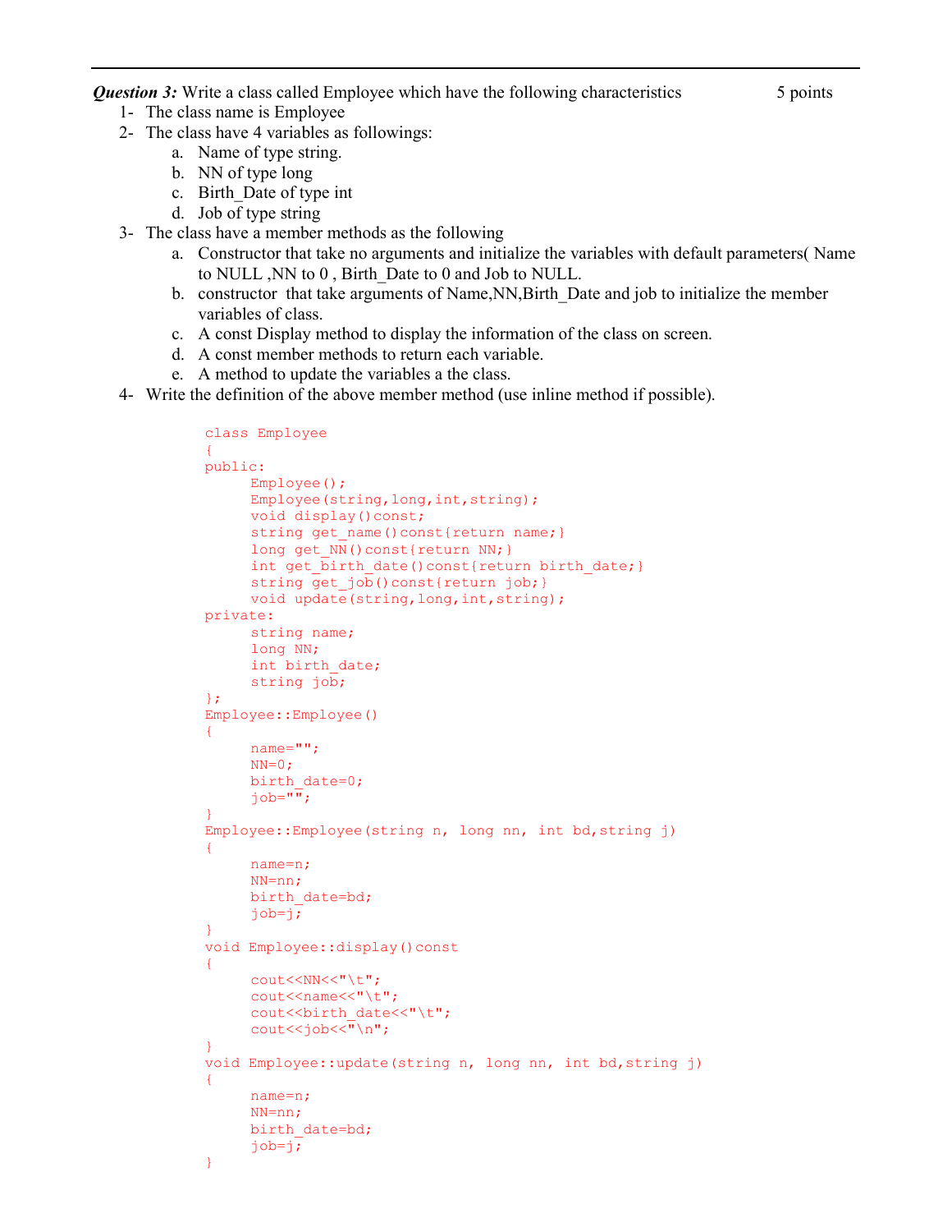***Question 3:*** Write a class called Employee which have the following characteristics 5 points

1- The class name is Employee
2- The class have 4 variables as followings:
   a. Name of type string.
   b. NN of type long
   c. Birth_Date of type int
   d. Job of type string
3- The class have a member methods as the following
   a. Constructor that take no arguments and initialize the variables with default parameters( Name to NULL ,NN to 0 , Birth_Date to 0 and Job to NULL.
   b. constructor that take arguments of Name,NN,Birth_Date and job to initialize the member variables of class.
   c. A const Display method to display the information of the class on screen.
   d. A const member methods to return each variable.
   e. A method to update the variables a the class.
4- Write the definition of the above member method (use inline method if possible).

```
class Employee
{
public:
      Employee();
      Employee(string,long,int,string);
      void display()const;
      string get_name()const{return name;}
      long get_NN()const{return NN;}
      int get_birth_date()const{return birth_date;}
      string get_job()const{return job;}
      void update(string,long,int,string);
private:
      string name;
      long NN;
      int birth_date;
      string job;
};
Employee::Employee()
{
      name="";
      NN=0;
      birth_date=0;
      job="";
}
Employee::Employee(string n, long nn, int bd,string j)
{
      name=n;
      NN=nn;
      birth_date=bd;
      job=j;
}
void Employee::display()const
{
      cout<<NN<<"\t";
      cout<<name<<"\t";
      cout<<birth_date<<"\t";
      cout<<job<<"\n";
}
void Employee::update(string n, long nn, int bd,string j)
{
      name=n;
      NN=nn;
      birth_date=bd;
      job=j;
}
```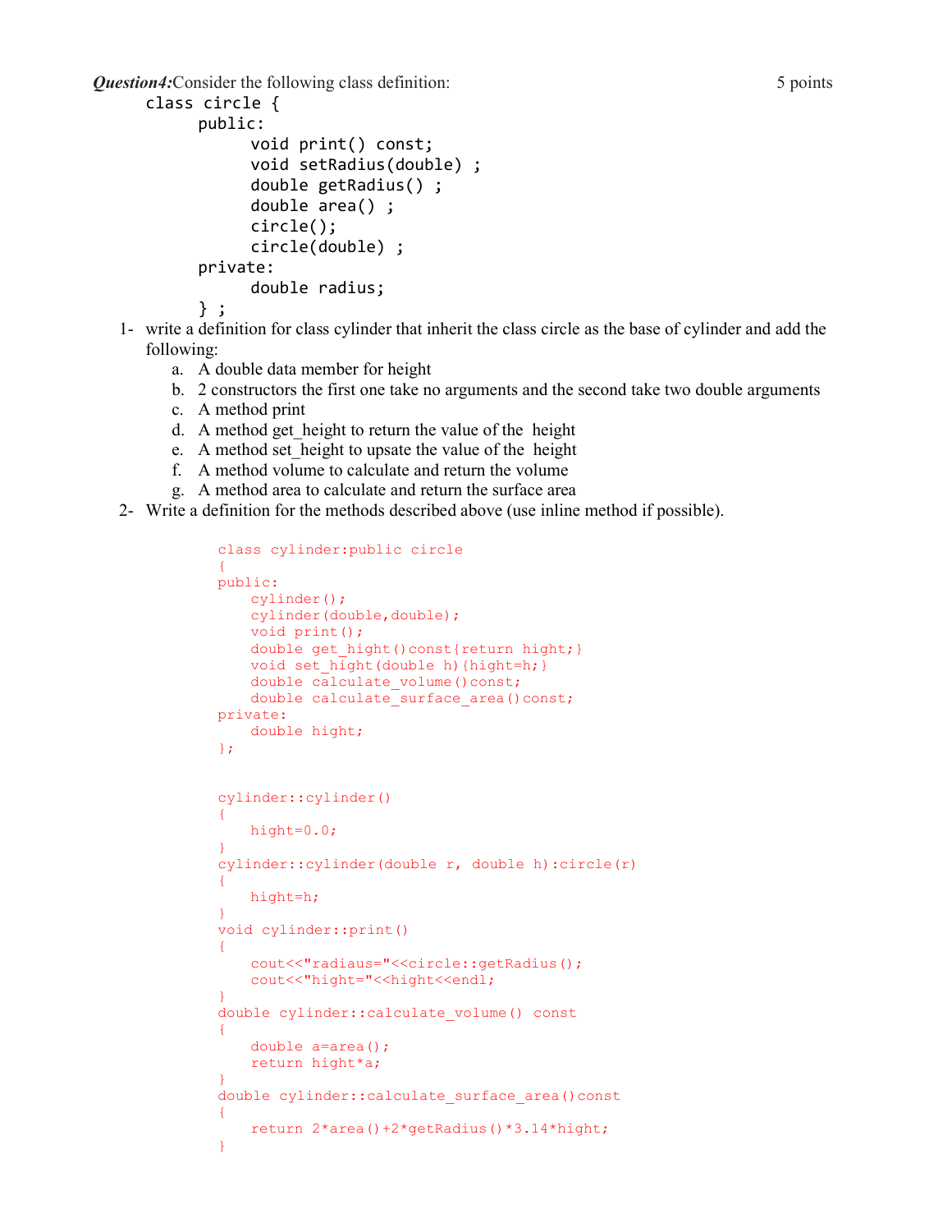***Question4:*** Consider the following class definition: 5 points

```
class circle {
      public:
            void print() const;
            void setRadius(double) ;
            double getRadius() ;
            double area() ;
            circle();
            circle(double) ;
      private:
            double radius;
      } ;
```

1- write a definition for class cylinder that inherit the class circle as the base of cylinder and add the following:
   a. A double data member for height
   b. 2 constructors the first one take no arguments and the second take two double arguments
   c. A method print
   d. A method get_height to return the value of the height
   e. A method set_height to upsate the value of the height
   f. A method volume to calculate and return the volume
   g. A method area to calculate and return the surface area

2- Write a definition for the methods described above (use inline method if possible).

```
class cylinder:public circle
{
public:
    cylinder();
    cylinder(double,double);
    void print();
    double get_hight()const{return hight;}
    void set_hight(double h){hight=h;}
    double calculate_volume()const;
    double calculate_surface_area()const;
private:
    double hight;
};


cylinder::cylinder()
{
    hight=0.0;
}
cylinder::cylinder(double r, double h):circle(r)
{
    hight=h;
}
void cylinder::print()
{
    cout<<"radiaus="<<circle::getRadius();
    cout<<"hight="<<hight<<endl;
}
double cylinder::calculate_volume() const
{
    double a=area();
    return hight*a;
}
double cylinder::calculate_surface_area()const
{
    return 2*area()+2*getRadius()*3.14*hight;
}
```